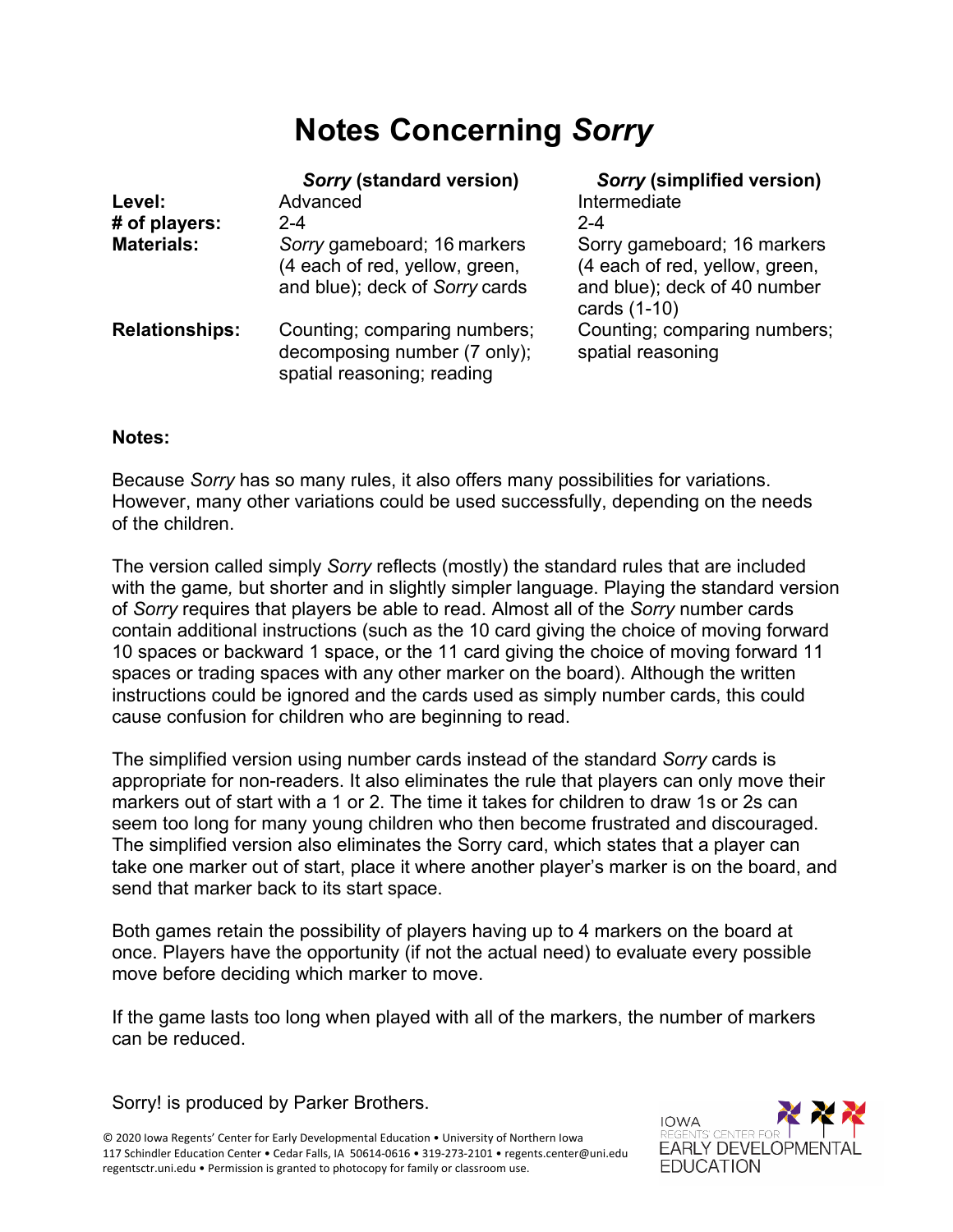# Notes Concerning *Sorry*

| | ***Sorry* (standard version)** | ***Sorry* (simplified version)** |
|---|---|---|
| **Level:** | Advanced | Intermediate |
| **# of players:** | 2-4 | 2-4 |
| **Materials:** | *Sorry* gameboard; 16 markers (4 each of red, yellow, green, and blue); deck of *Sorry* cards | Sorry gameboard; 16 markers (4 each of red, yellow, green, and blue); deck of 40 number cards (1-10) |
| **Relationships:** | Counting; comparing numbers; decomposing number (7 only); spatial reasoning; reading | Counting; comparing numbers; spatial reasoning |

**Notes:**

Because *Sorry* has so many rules, it also offers many possibilities for variations. However, many other variations could be used successfully, depending on the needs of the children.

The version called simply *Sorry* reflects (mostly) the standard rules that are included with the game*,* but shorter and in slightly simpler language. Playing the standard version of *Sorry* requires that players be able to read. Almost all of the *Sorry* number cards contain additional instructions (such as the 10 card giving the choice of moving forward 10 spaces or backward 1 space, or the 11 card giving the choice of moving forward 11 spaces or trading spaces with any other marker on the board). Although the written instructions could be ignored and the cards used as simply number cards, this could cause confusion for children who are beginning to read.

The simplified version using number cards instead of the standard *Sorry* cards is appropriate for non-readers. It also eliminates the rule that players can only move their markers out of start with a 1 or 2. The time it takes for children to draw 1s or 2s can seem too long for many young children who then become frustrated and discouraged. The simplified version also eliminates the Sorry card, which states that a player can take one marker out of start, place it where another player's marker is on the board, and send that marker back to its start space.

Both games retain the possibility of players having up to 4 markers on the board at once. Players have the opportunity (if not the actual need) to evaluate every possible move before deciding which marker to move.

If the game lasts too long when played with all of the markers, the number of markers can be reduced.

Sorry! is produced by Parker Brothers.

© 2020 Iowa Regents' Center for Early Developmental Education • University of Northern Iowa
117 Schindler Education Center • Cedar Falls, IA 50614-0616 • 319-273-2101 • regents.center@uni.edu
regentsctr.uni.edu • Permission is granted to photocopy for family or classroom use.

IOWA REGENTS' CENTER FOR EARLY DEVELOPMENTAL EDUCATION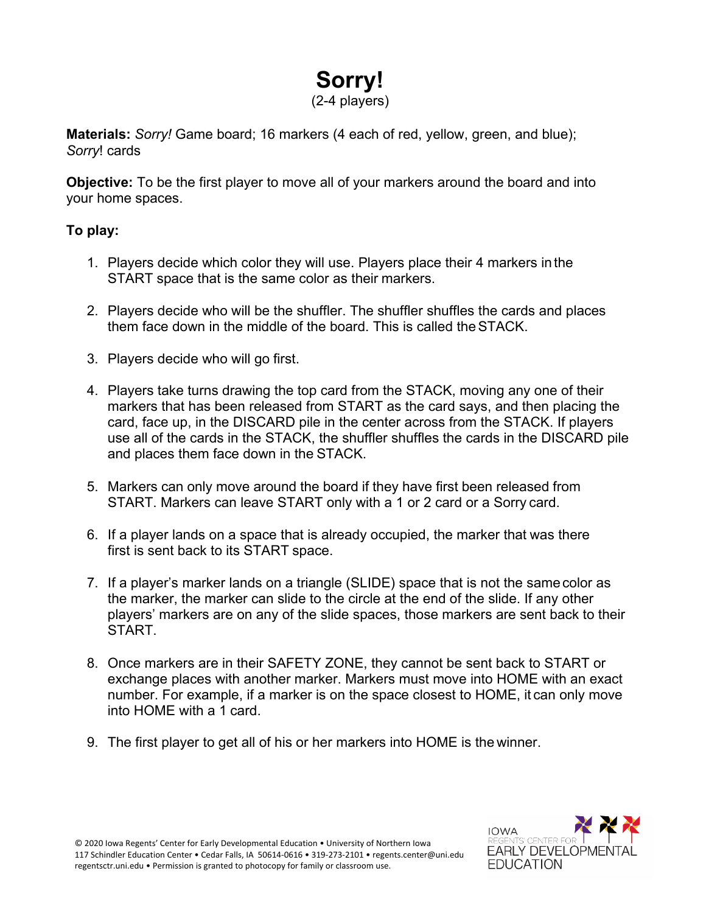# Sorry!

(2-4 players)

**Materials:** *Sorry!* Game board; 16 markers (4 each of red, yellow, green, and blue); *Sorry*! cards

**Objective:** To be the first player to move all of your markers around the board and into your home spaces.

**To play:**

1. Players decide which color they will use. Players place their 4 markers in the START space that is the same color as their markers.
2. Players decide who will be the shuffler. The shuffler shuffles the cards and places them face down in the middle of the board. This is called the STACK.
3. Players decide who will go first.
4. Players take turns drawing the top card from the STACK, moving any one of their markers that has been released from START as the card says, and then placing the card, face up, in the DISCARD pile in the center across from the STACK. If players use all of the cards in the STACK, the shuffler shuffles the cards in the DISCARD pile and places them face down in the STACK.
5. Markers can only move around the board if they have first been released from START. Markers can leave START only with a 1 or 2 card or a Sorry card.
6. If a player lands on a space that is already occupied, the marker that was there first is sent back to its START space.
7. If a player's marker lands on a triangle (SLIDE) space that is not the same color as the marker, the marker can slide to the circle at the end of the slide. If any other players' markers are on any of the slide spaces, those markers are sent back to their START.
8. Once markers are in their SAFETY ZONE, they cannot be sent back to START or exchange places with another marker. Markers must move into HOME with an exact number. For example, if a marker is on the space closest to HOME, it can only move into HOME with a 1 card.
9. The first player to get all of his or her markers into HOME is the winner.

© 2020 Iowa Regents' Center for Early Developmental Education • University of Northern Iowa
117 Schindler Education Center • Cedar Falls, IA 50614-0616 • 319-273-2101 • regents.center@uni.edu
regentsctr.uni.edu • Permission is granted to photocopy for family or classroom use.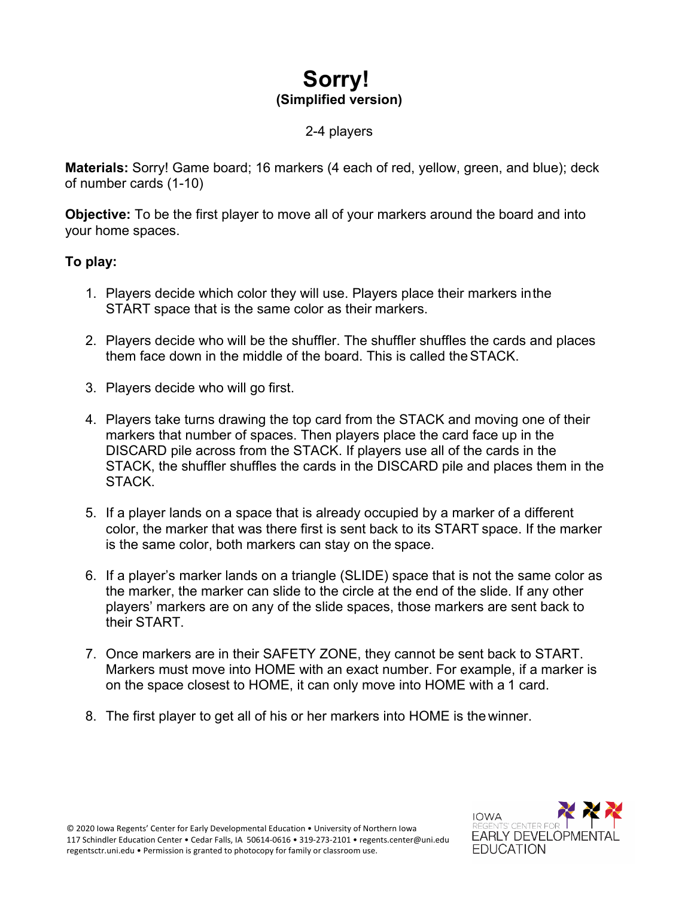# Sorry!

**(Simplified version)**

2-4 players

**Materials:** Sorry! Game board; 16 markers (4 each of red, yellow, green, and blue); deck of number cards (1-10)

**Objective:** To be the first player to move all of your markers around the board and into your home spaces.

**To play:**

1. Players decide which color they will use. Players place their markers in the START space that is the same color as their markers.

2. Players decide who will be the shuffler. The shuffler shuffles the cards and places them face down in the middle of the board. This is called the STACK.

3. Players decide who will go first.

4. Players take turns drawing the top card from the STACK and moving one of their markers that number of spaces. Then players place the card face up in the DISCARD pile across from the STACK. If players use all of the cards in the STACK, the shuffler shuffles the cards in the DISCARD pile and places them in the STACK.

5. If a player lands on a space that is already occupied by a marker of a different color, the marker that was there first is sent back to its START space. If the marker is the same color, both markers can stay on the space.

6. If a player's marker lands on a triangle (SLIDE) space that is not the same color as the marker, the marker can slide to the circle at the end of the slide. If any other players' markers are on any of the slide spaces, those markers are sent back to their START.

7. Once markers are in their SAFETY ZONE, they cannot be sent back to START. Markers must move into HOME with an exact number. For example, if a marker is on the space closest to HOME, it can only move into HOME with a 1 card.

8. The first player to get all of his or her markers into HOME is the winner.

© 2020 Iowa Regents' Center for Early Developmental Education • University of Northern Iowa
117 Schindler Education Center • Cedar Falls, IA 50614-0616 • 319-273-2101 • regents.center@uni.edu
regentsctr.uni.edu • Permission is granted to photocopy for family or classroom use.

IOWA REGENTS' CENTER FOR EARLY DEVELOPMENTAL EDUCATION